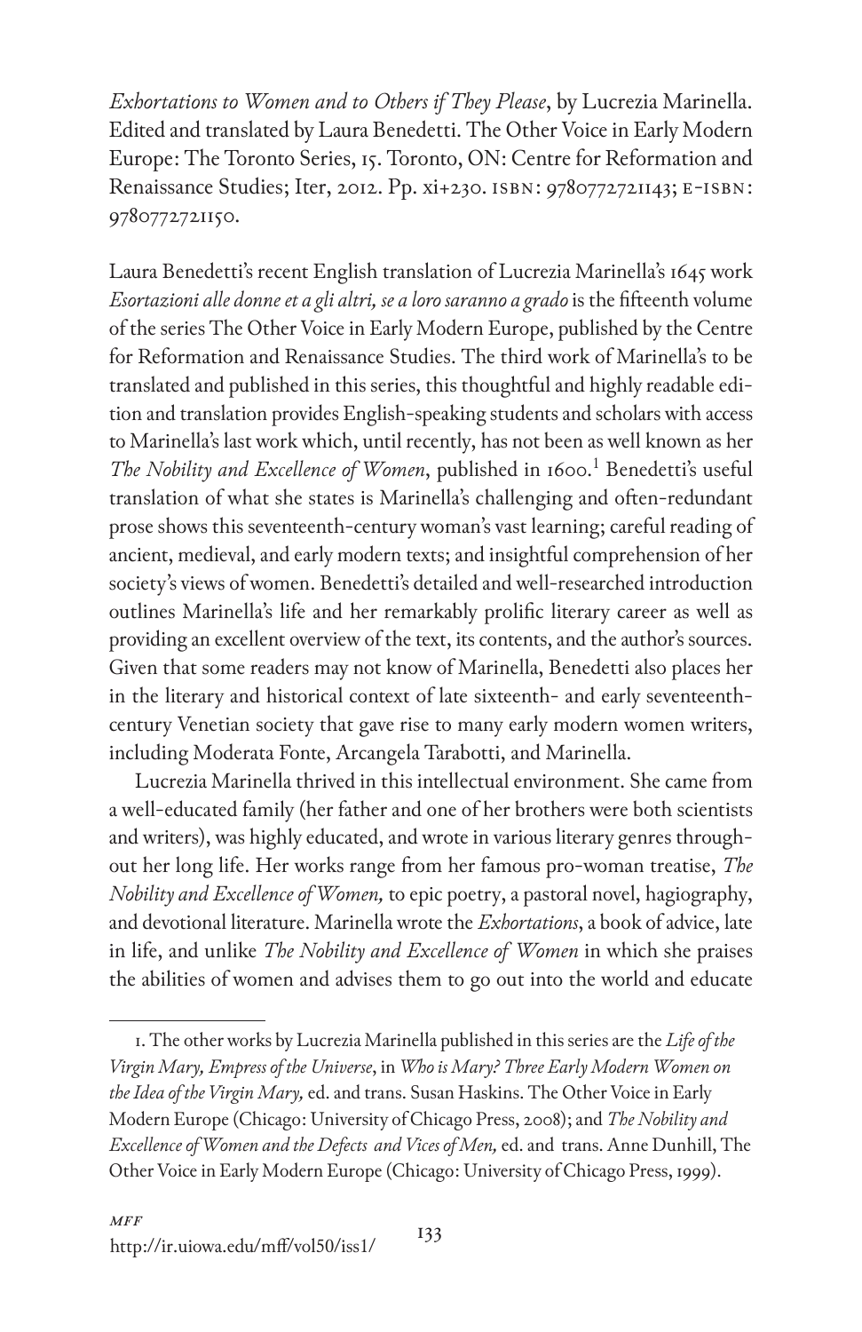*Exhortations to Women and to Others if They Please*, by Lucrezia Marinella. Edited and translated by Laura Benedetti. The Other Voice in Early Modern Europe: The Toronto Series, 15. Toronto, ON: Centre for Reformation and Renaissance Studies; Iter, 2012. Pp. xi+230. ISBN: 9780772721143; E-ISBN: 9780772721150.

Laura Benedetti's recent English translation of Lucrezia Marinella's 1645 work *Esortazioni alle donne et a gli altri, se a loro saranno a grado* is the fifteenth volume of the series The Other Voice in Early Modern Europe, published by the Centre for Reformation and Renaissance Studies. The third work of Marinella's to be translated and published in this series, this thoughtful and highly readable edition and translation provides English-speaking students and scholars with access to Marinella's last work which, until recently, has not been as well known as her *The Nobility and Excellence of Women*, published in 1600.[1] Benedetti's useful translation of what she states is Marinella's challenging and often-redundant prose shows this seventeenth-century woman's vast learning; careful reading of ancient, medieval, and early modern texts; and insightful comprehension of her society's views of women. Benedetti's detailed and well-researched introduction outlines Marinella's life and her remarkably prolific literary career as well as providing an excellent overview of the text, its contents, and the author's sources. Given that some readers may not know of Marinella, Benedetti also places her in the literary and historical context of late sixteenth- and early seventeenth-century Venetian society that gave rise to many early modern women writers, including Moderata Fonte, Arcangela Tarabotti, and Marinella.

Lucrezia Marinella thrived in this intellectual environment. She came from a well-educated family (her father and one of her brothers were both scientists and writers), was highly educated, and wrote in various literary genres throughout her long life. Her works range from her famous pro-woman treatise, *The Nobility and Excellence of Women,* to epic poetry, a pastoral novel, hagiography, and devotional literature. Marinella wrote the *Exhortations*, a book of advice, late in life, and unlike *The Nobility and Excellence of Women* in which she praises the abilities of women and advises them to go out into the world and educate

---

1. The other works by Lucrezia Marinella published in this series are the *Life of the Virgin Mary, Empress of the Universe*, in *Who is Mary? Three Early Modern Women on the Idea of the Virgin Mary,* ed. and trans. Susan Haskins. The Other Voice in Early Modern Europe (Chicago: University of Chicago Press, 2008); and *The Nobility and Excellence of Women and the Defects and Vices of Men,* ed. and trans. Anne Dunhill, The Other Voice in Early Modern Europe (Chicago: University of Chicago Press, 1999).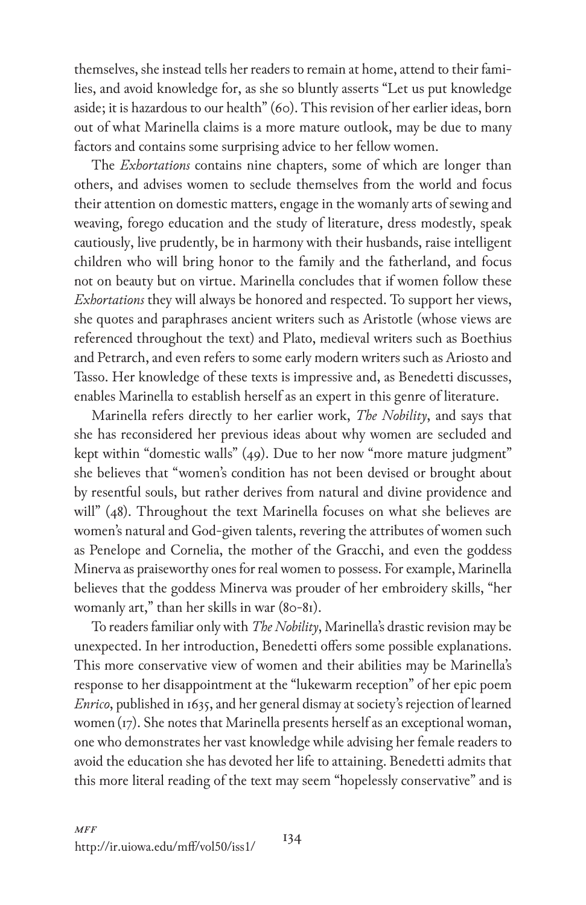themselves, she instead tells her readers to remain at home, attend to their families, and avoid knowledge for, as she so bluntly asserts "Let us put knowledge aside; it is hazardous to our health" (60). This revision of her earlier ideas, born out of what Marinella claims is a more mature outlook, may be due to many factors and contains some surprising advice to her fellow women.

The *Exhortations* contains nine chapters, some of which are longer than others, and advises women to seclude themselves from the world and focus their attention on domestic matters, engage in the womanly arts of sewing and weaving, forego education and the study of literature, dress modestly, speak cautiously, live prudently, be in harmony with their husbands, raise intelligent children who will bring honor to the family and the fatherland, and focus not on beauty but on virtue. Marinella concludes that if women follow these *Exhortations* they will always be honored and respected. To support her views, she quotes and paraphrases ancient writers such as Aristotle (whose views are referenced throughout the text) and Plato, medieval writers such as Boethius and Petrarch, and even refers to some early modern writers such as Ariosto and Tasso. Her knowledge of these texts is impressive and, as Benedetti discusses, enables Marinella to establish herself as an expert in this genre of literature.

Marinella refers directly to her earlier work, *The Nobility*, and says that she has reconsidered her previous ideas about why women are secluded and kept within "domestic walls" (49). Due to her now "more mature judgment" she believes that "women's condition has not been devised or brought about by resentful souls, but rather derives from natural and divine providence and will" (48). Throughout the text Marinella focuses on what she believes are women's natural and God-given talents, revering the attributes of women such as Penelope and Cornelia, the mother of the Gracchi, and even the goddess Minerva as praiseworthy ones for real women to possess. For example, Marinella believes that the goddess Minerva was prouder of her embroidery skills, "her womanly art," than her skills in war (80-81).

To readers familiar only with *The Nobility*, Marinella's drastic revision may be unexpected. In her introduction, Benedetti offers some possible explanations. This more conservative view of women and their abilities may be Marinella's response to her disappointment at the "lukewarm reception" of her epic poem *Enrico*, published in 1635, and her general dismay at society's rejection of learned women (17). She notes that Marinella presents herself as an exceptional woman, one who demonstrates her vast knowledge while advising her female readers to avoid the education she has devoted her life to attaining. Benedetti admits that this more literal reading of the text may seem "hopelessly conservative" and is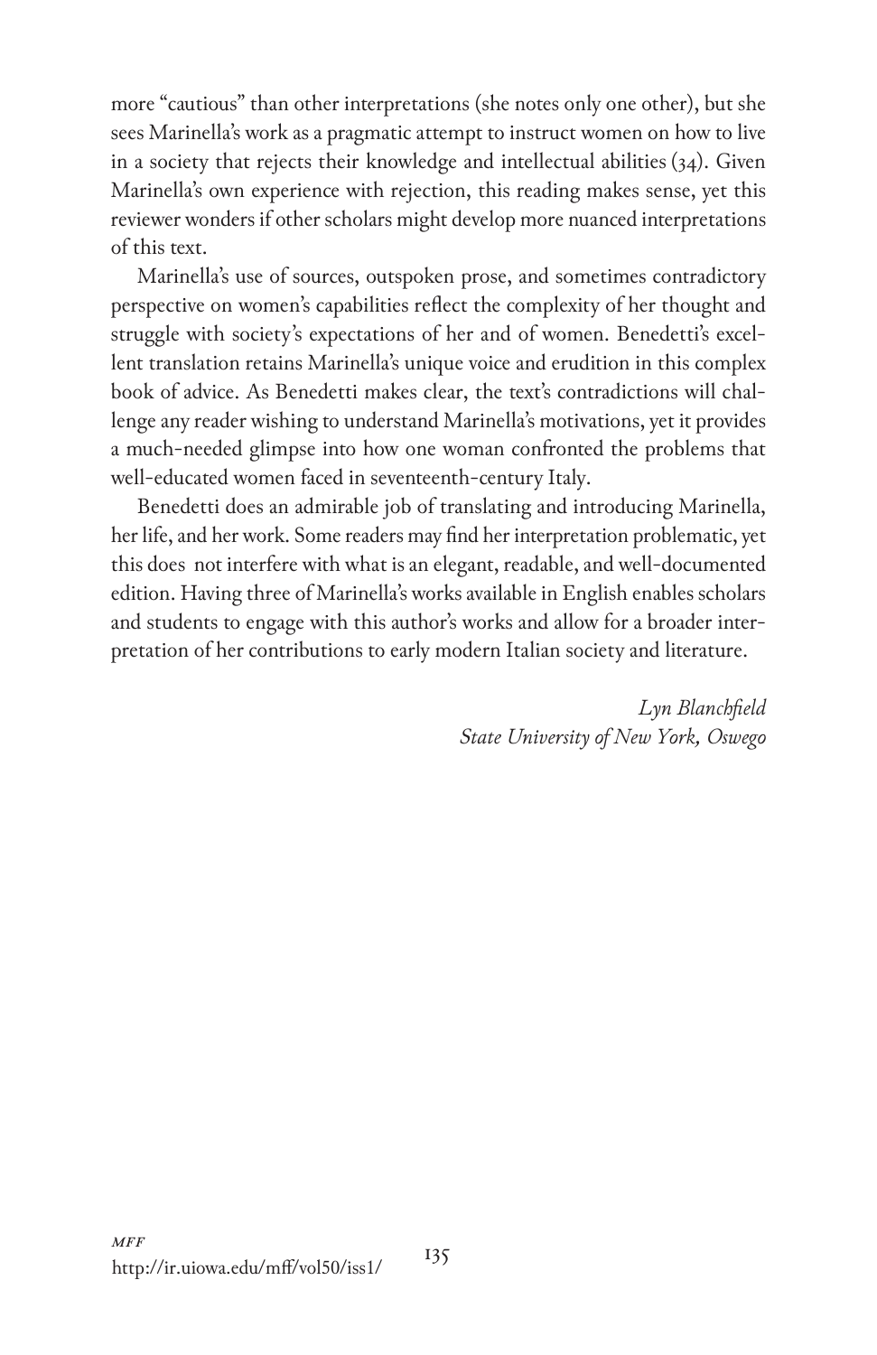more "cautious" than other interpretations (she notes only one other), but she sees Marinella's work as a pragmatic attempt to instruct women on how to live in a society that rejects their knowledge and intellectual abilities (34). Given Marinella's own experience with rejection, this reading makes sense, yet this reviewer wonders if other scholars might develop more nuanced interpretations of this text.

Marinella's use of sources, outspoken prose, and sometimes contradictory perspective on women's capabilities reflect the complexity of her thought and struggle with society's expectations of her and of women. Benedetti's excellent translation retains Marinella's unique voice and erudition in this complex book of advice. As Benedetti makes clear, the text's contradictions will challenge any reader wishing to understand Marinella's motivations, yet it provides a much-needed glimpse into how one woman confronted the problems that well-educated women faced in seventeenth-century Italy.

Benedetti does an admirable job of translating and introducing Marinella, her life, and her work. Some readers may find her interpretation problematic, yet this does not interfere with what is an elegant, readable, and well-documented edition. Having three of Marinella's works available in English enables scholars and students to engage with this author's works and allow for a broader interpretation of her contributions to early modern Italian society and literature.

*Lyn Blanchfield*
*State University of New York, Oswego*